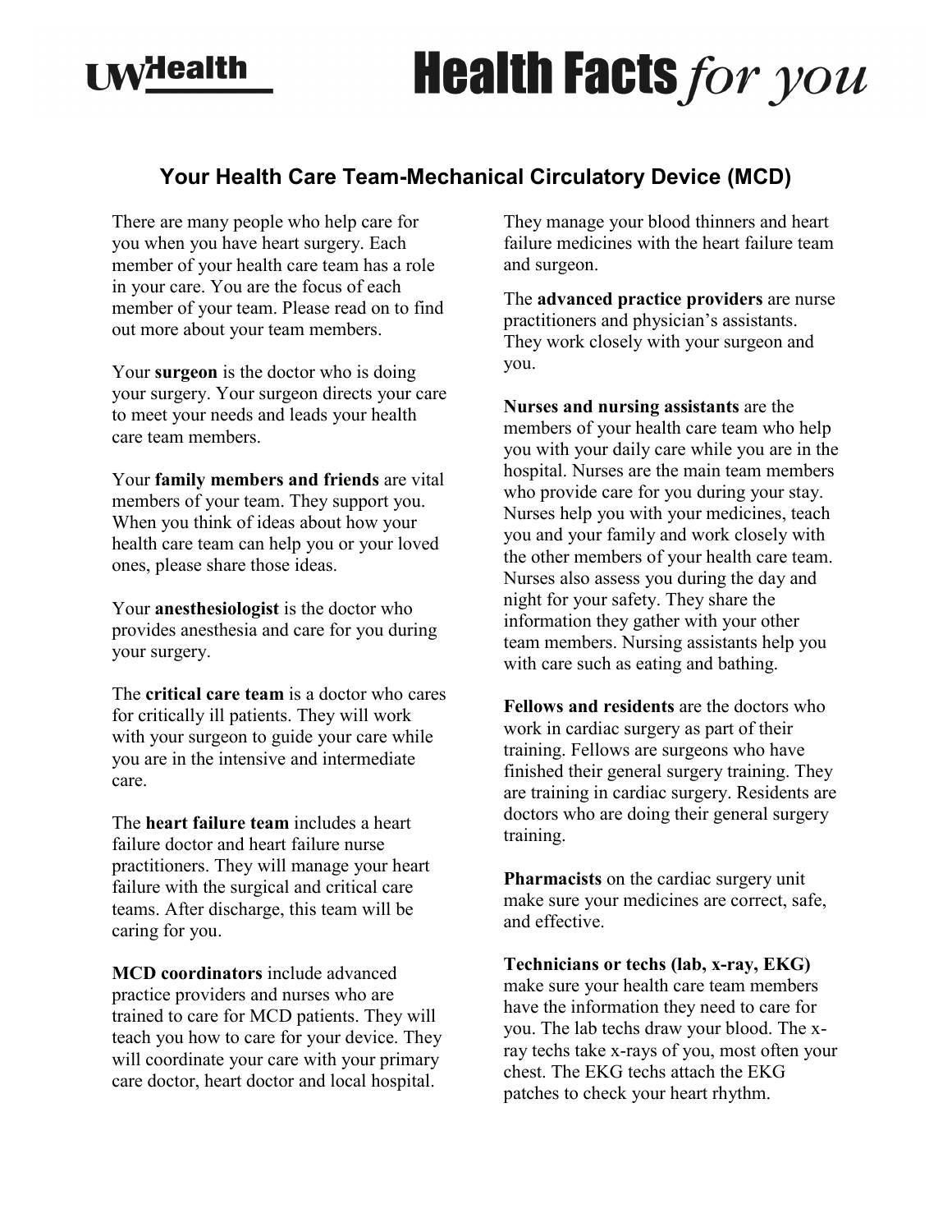# Health Facts *for you*

## Your Health Care Team-Mechanical Circulatory Device (MCD)

There are many people who help care for you when you have heart surgery. Each member of your health care team has a role in your care. You are the focus of each member of your team. Please read on to find out more about your team members.

Your **surgeon** is the doctor who is doing your surgery. Your surgeon directs your care to meet your needs and leads your health care team members.

Your **family members and friends** are vital members of your team. They support you. When you think of ideas about how your health care team can help you or your loved ones, please share those ideas.

Your **anesthesiologist** is the doctor who provides anesthesia and care for you during your surgery.

The **critical care team** is a doctor who cares for critically ill patients. They will work with your surgeon to guide your care while you are in the intensive and intermediate care.

The **heart failure team** includes a heart failure doctor and heart failure nurse practitioners. They will manage your heart failure with the surgical and critical care teams. After discharge, this team will be caring for you.

**MCD coordinators** include advanced practice providers and nurses who are trained to care for MCD patients. They will teach you how to care for your device. They will coordinate your care with your primary care doctor, heart doctor and local hospital. They manage your blood thinners and heart failure medicines with the heart failure team and surgeon.

The **advanced practice providers** are nurse practitioners and physician's assistants. They work closely with your surgeon and you.

**Nurses and nursing assistants** are the members of your health care team who help you with your daily care while you are in the hospital. Nurses are the main team members who provide care for you during your stay. Nurses help you with your medicines, teach you and your family and work closely with the other members of your health care team. Nurses also assess you during the day and night for your safety. They share the information they gather with your other team members. Nursing assistants help you with care such as eating and bathing.

**Fellows and residents** are the doctors who work in cardiac surgery as part of their training. Fellows are surgeons who have finished their general surgery training. They are training in cardiac surgery. Residents are doctors who are doing their general surgery training.

**Pharmacists** on the cardiac surgery unit make sure your medicines are correct, safe, and effective.

**Technicians or techs (lab, x-ray, EKG)** make sure your health care team members have the information they need to care for you. The lab techs draw your blood. The x-ray techs take x-rays of you, most often your chest. The EKG techs attach the EKG patches to check your heart rhythm.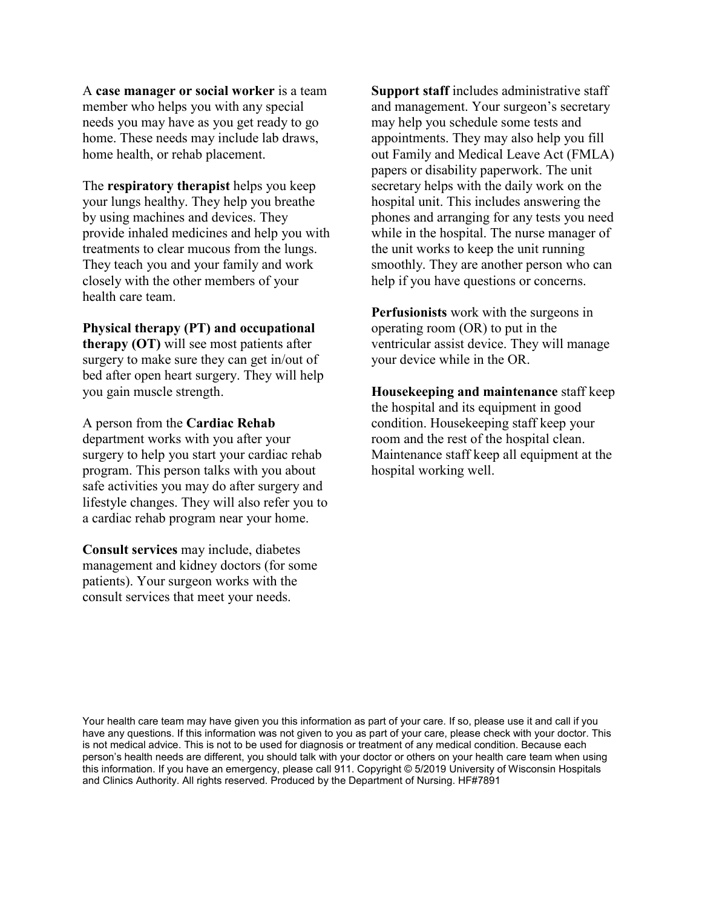A **case manager or social worker** is a team member who helps you with any special needs you may have as you get ready to go home. These needs may include lab draws, home health, or rehab placement.

The **respiratory therapist** helps you keep your lungs healthy. They help you breathe by using machines and devices. They provide inhaled medicines and help you with treatments to clear mucous from the lungs. They teach you and your family and work closely with the other members of your health care team.

**Physical therapy (PT) and occupational therapy (OT)** will see most patients after surgery to make sure they can get in/out of bed after open heart surgery. They will help you gain muscle strength.

A person from the **Cardiac Rehab** department works with you after your surgery to help you start your cardiac rehab program. This person talks with you about safe activities you may do after surgery and lifestyle changes. They will also refer you to a cardiac rehab program near your home.

**Consult services** may include, diabetes management and kidney doctors (for some patients). Your surgeon works with the consult services that meet your needs.

**Support staff** includes administrative staff and management. Your surgeon's secretary may help you schedule some tests and appointments. They may also help you fill out Family and Medical Leave Act (FMLA) papers or disability paperwork. The unit secretary helps with the daily work on the hospital unit. This includes answering the phones and arranging for any tests you need while in the hospital. The nurse manager of the unit works to keep the unit running smoothly. They are another person who can help if you have questions or concerns.

**Perfusionists** work with the surgeons in operating room (OR) to put in the ventricular assist device. They will manage your device while in the OR.

**Housekeeping and maintenance** staff keep the hospital and its equipment in good condition. Housekeeping staff keep your room and the rest of the hospital clean. Maintenance staff keep all equipment at the hospital working well.

Your health care team may have given you this information as part of your care. If so, please use it and call if you have any questions. If this information was not given to you as part of your care, please check with your doctor. This is not medical advice. This is not to be used for diagnosis or treatment of any medical condition. Because each person's health needs are different, you should talk with your doctor or others on your health care team when using this information. If you have an emergency, please call 911. Copyright © 5/2019 University of Wisconsin Hospitals and Clinics Authority. All rights reserved. Produced by the Department of Nursing. HF#7891